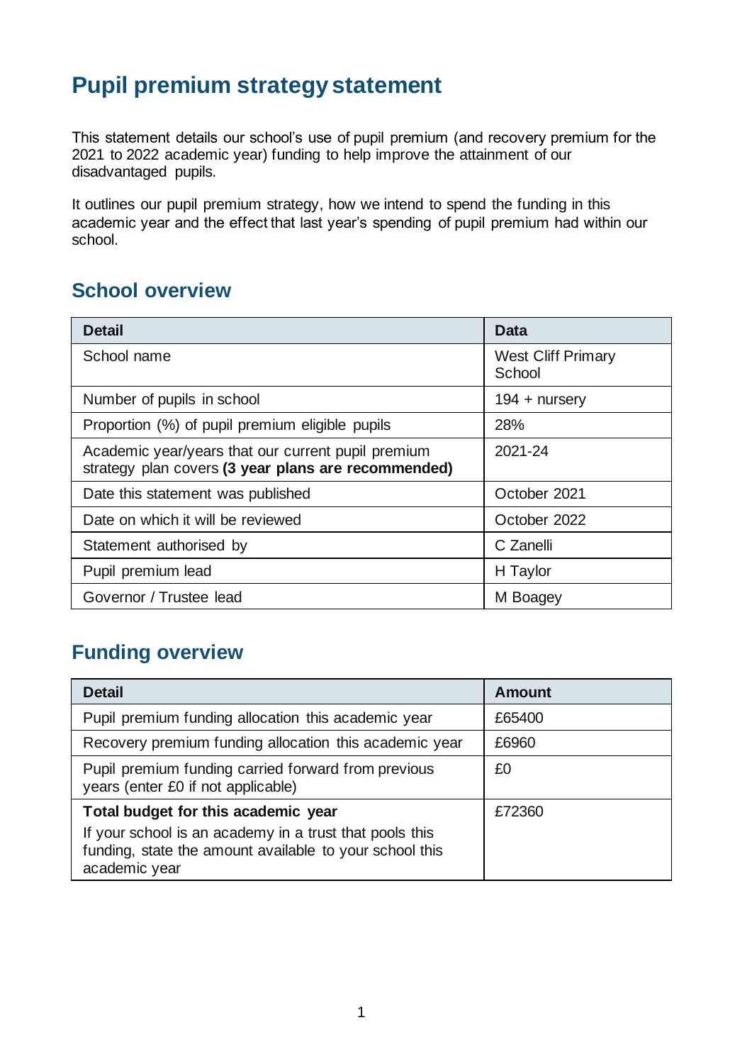# Pupil premium strategy statement

This statement details our school's use of pupil premium (and recovery premium for the 2021 to 2022 academic year) funding to help improve the attainment of our disadvantaged pupils.

It outlines our pupil premium strategy, how we intend to spend the funding in this academic year and the effect that last year's spending of pupil premium had within our school.

## School overview

| Detail | Data |
|---|---|
| School name | West Cliff Primary School |
| Number of pupils in school | 194 + nursery |
| Proportion (%) of pupil premium eligible pupils | 28% |
| Academic year/years that our current pupil premium strategy plan covers **(3 year plans are recommended)** | 2021-24 |
| Date this statement was published | October 2021 |
| Date on which it will be reviewed | October 2022 |
| Statement authorised by | C Zanelli |
| Pupil premium lead | H Taylor |
| Governor / Trustee lead | M Boagey |

## Funding overview

| Detail | Amount |
|---|---|
| Pupil premium funding allocation this academic year | £65400 |
| Recovery premium funding allocation this academic year | £6960 |
| Pupil premium funding carried forward from previous years (enter £0 if not applicable) | £0 |
| **Total budget for this academic year**<br>If your school is an academy in a trust that pools this funding, state the amount available to your school this academic year | £72360 |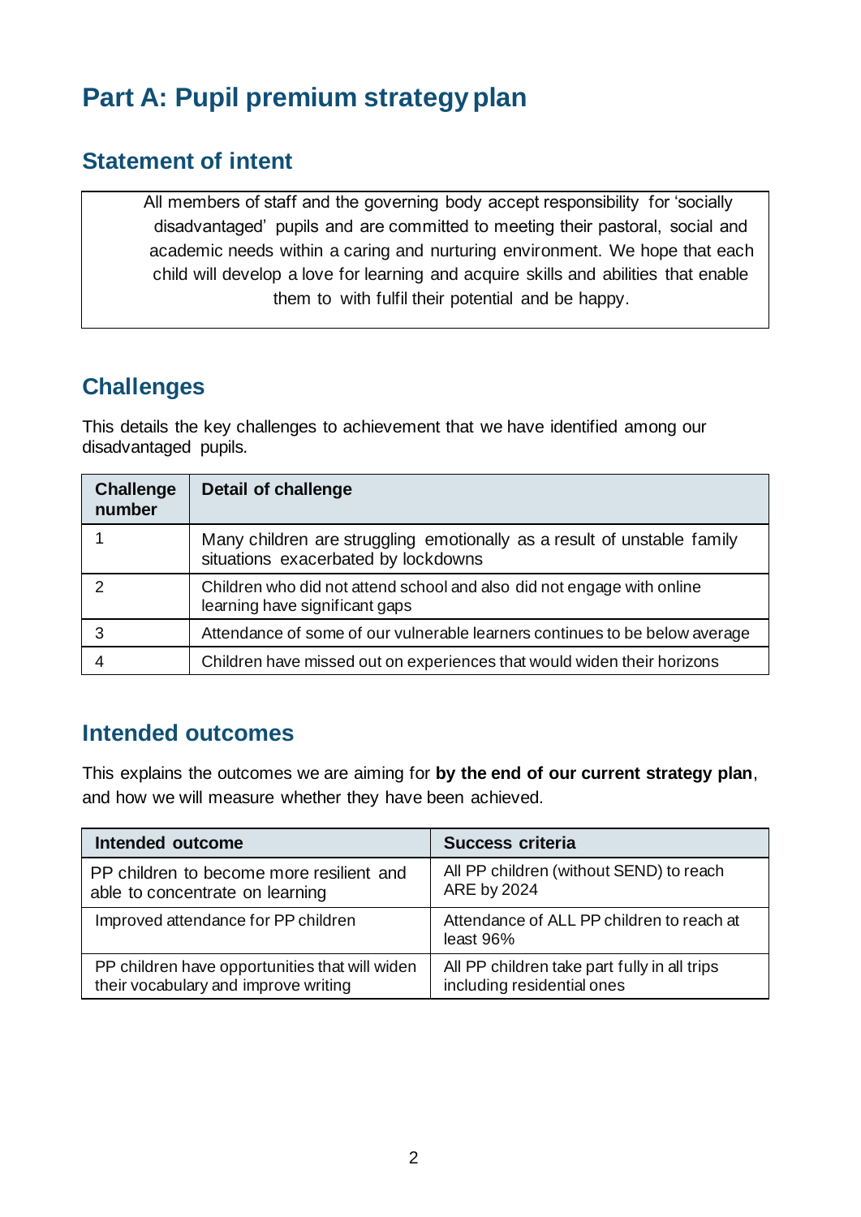# Part A: Pupil premium strategy plan

## Statement of intent

All members of staff and the governing body accept responsibility for 'socially disadvantaged' pupils and are committed to meeting their pastoral, social and academic needs within a caring and nurturing environment. We hope that each child will develop a love for learning and acquire skills and abilities that enable them to with fulfil their potential and be happy.

## Challenges

This details the key challenges to achievement that we have identified among our disadvantaged pupils.

| Challenge number | Detail of challenge |
|---|---|
| 1 | Many children are struggling emotionally as a result of unstable family situations exacerbated by lockdowns |
| 2 | Children who did not attend school and also did not engage with online learning have significant gaps |
| 3 | Attendance of some of our vulnerable learners continues to be below average |
| 4 | Children have missed out on experiences that would widen their horizons |

## Intended outcomes

This explains the outcomes we are aiming for **by the end of our current strategy plan**, and how we will measure whether they have been achieved.

| Intended outcome | Success criteria |
|---|---|
| PP children to become more resilient and able to concentrate on learning | All PP children (without SEND) to reach ARE by 2024 |
| Improved attendance for PP children | Attendance of ALL PP children to reach at least 96% |
| PP children have opportunities that will widen their vocabulary and improve writing | All PP children take part fully in all trips including residential ones |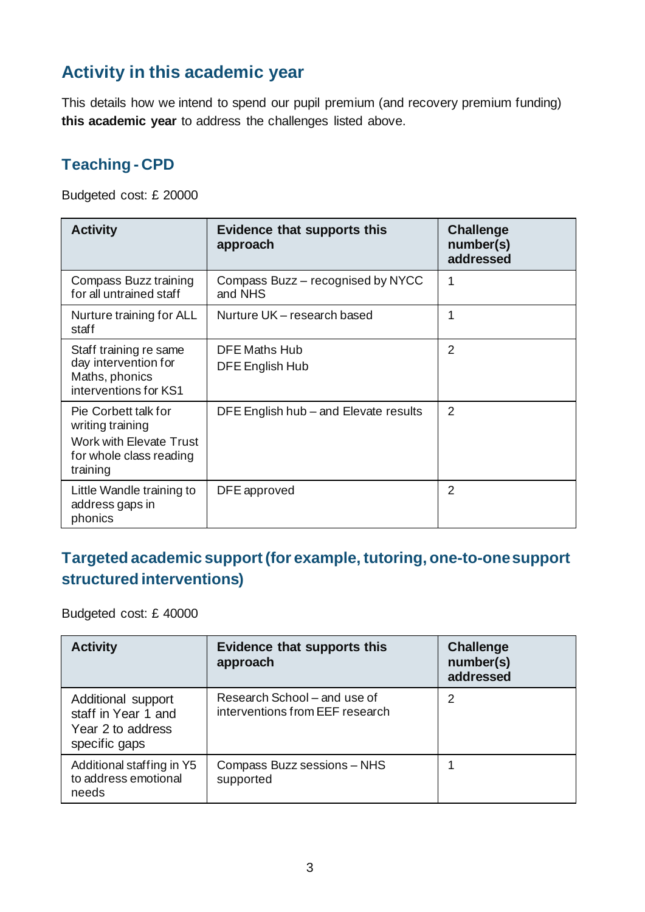## Activity in this academic year

This details how we intend to spend our pupil premium (and recovery premium funding) **this academic year** to address the challenges listed above.

### Teaching - CPD

Budgeted cost: £ 20000

| Activity | Evidence that supports this approach | Challenge number(s) addressed |
|---|---|---|
| Compass Buzz training for all untrained staff | Compass Buzz – recognised by NYCC and NHS | 1 |
| Nurture training for ALL staff | Nurture UK – research based | 1 |
| Staff training re same day intervention for Maths, phonics interventions for KS1 | DFE Maths Hub<br>DFE English Hub | 2 |
| Pie Corbett talk for writing training<br>Work with Elevate Trust for whole class reading training | DFE English hub – and Elevate results | 2 |
| Little Wandle training to address gaps in phonics | DFE approved | 2 |

### Targeted academic support (for example, tutoring, one-to-one support structured interventions)

Budgeted cost: £ 40000

| Activity | Evidence that supports this approach | Challenge number(s) addressed |
|---|---|---|
| Additional support staff in Year 1 and Year 2 to address specific gaps | Research School – and use of interventions from EEF research | 2 |
| Additional staffing in Y5 to address emotional needs | Compass Buzz sessions – NHS supported | 1 |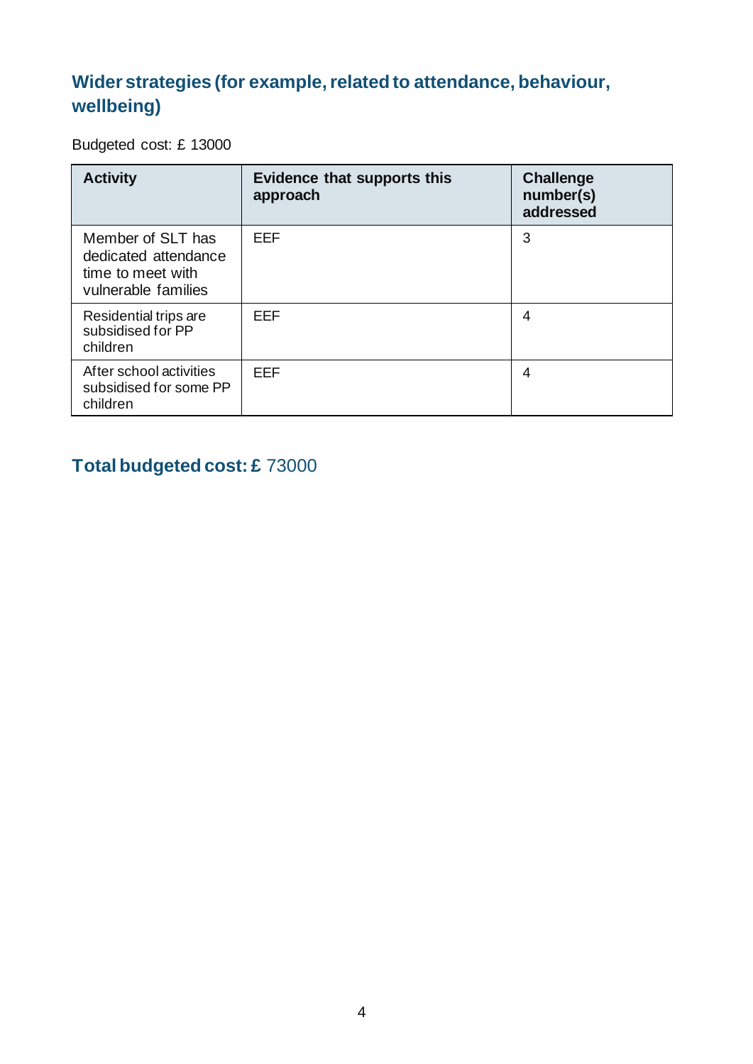## Wider strategies (for example, related to attendance, behaviour, wellbeing)

Budgeted cost: £ 13000

| Activity | Evidence that supports this approach | Challenge number(s) addressed |
|---|---|---|
| Member of SLT has dedicated attendance time to meet with vulnerable families | EEF | 3 |
| Residential trips are subsidised for PP children | EEF | 4 |
| After school activities subsidised for some PP children | EEF | 4 |

## Total budgeted cost: £ 73000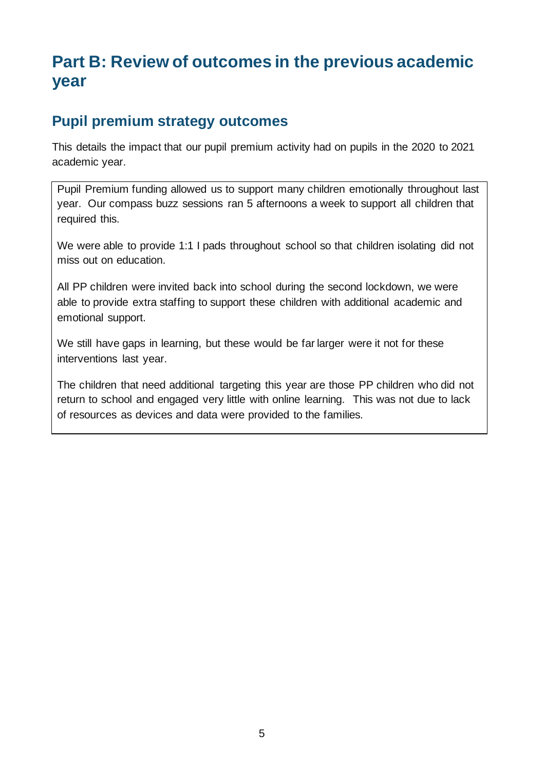# Part B: Review of outcomes in the previous academic year

## Pupil premium strategy outcomes

This details the impact that our pupil premium activity had on pupils in the 2020 to 2021 academic year.

Pupil Premium funding allowed us to support many children emotionally throughout last year. Our compass buzz sessions ran 5 afternoons a week to support all children that required this.

We were able to provide 1:1 I pads throughout school so that children isolating did not miss out on education.

All PP children were invited back into school during the second lockdown, we were able to provide extra staffing to support these children with additional academic and emotional support.

We still have gaps in learning, but these would be far larger were it not for these interventions last year.

The children that need additional targeting this year are those PP children who did not return to school and engaged very little with online learning. This was not due to lack of resources as devices and data were provided to the families.